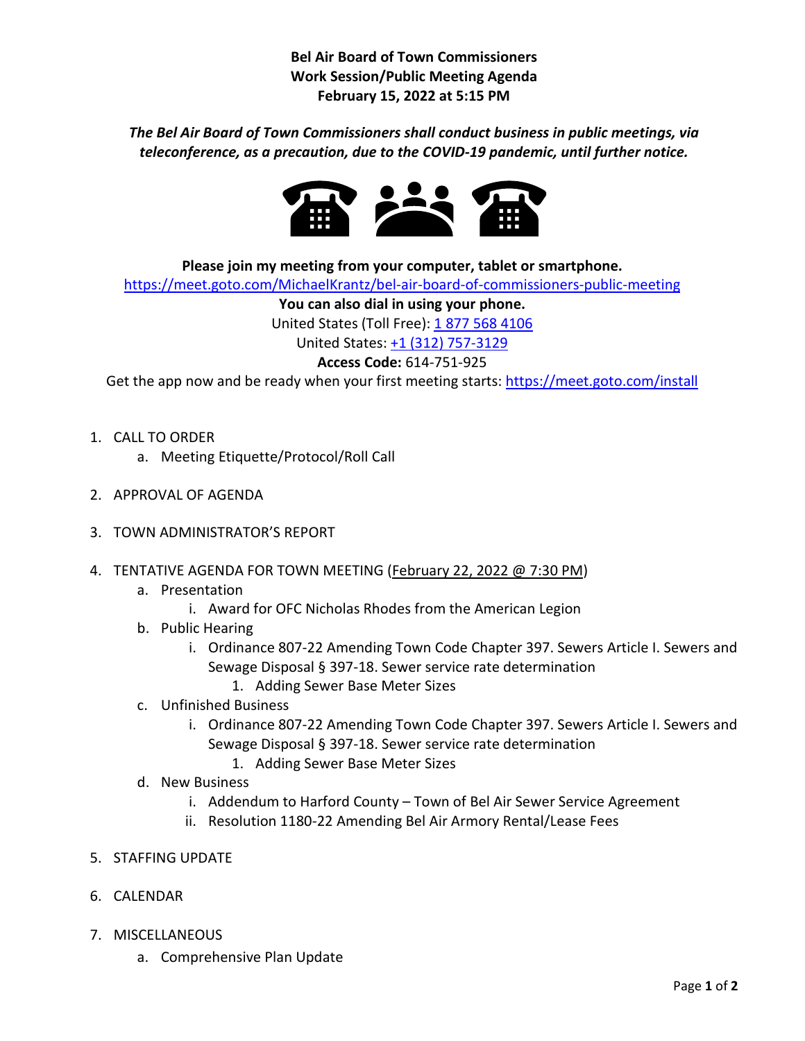**Bel Air Board of Town Commissioners**
**Work Session/Public Meeting Agenda**
**February 15, 2022 at 5:15 PM**

***The Bel Air Board of Town Commissioners shall conduct business in public meetings, via teleconference, as a precaution, due to the COVID-19 pandemic, until further notice.***

**Please join my meeting from your computer, tablet or smartphone.**
https://meet.goto.com/MichaelKrantz/bel-air-board-of-commissioners-public-meeting
**You can also dial in using your phone.**
United States (Toll Free): 1 877 568 4106
United States: +1 (312) 757-3129
**Access Code:** 614-751-925
Get the app now and be ready when your first meeting starts: https://meet.goto.com/install

1. CALL TO ORDER
   a. Meeting Etiquette/Protocol/Roll Call
2. APPROVAL OF AGENDA
3. TOWN ADMINISTRATOR'S REPORT
4. TENTATIVE AGENDA FOR TOWN MEETING (February 22, 2022 @ 7:30 PM)
   a. Presentation
      i. Award for OFC Nicholas Rhodes from the American Legion
   b. Public Hearing
      i. Ordinance 807-22 Amending Town Code Chapter 397. Sewers Article I. Sewers and Sewage Disposal § 397-18. Sewer service rate determination
         1. Adding Sewer Base Meter Sizes
   c. Unfinished Business
      i. Ordinance 807-22 Amending Town Code Chapter 397. Sewers Article I. Sewers and Sewage Disposal § 397-18. Sewer service rate determination
         1. Adding Sewer Base Meter Sizes
   d. New Business
      i. Addendum to Harford County – Town of Bel Air Sewer Service Agreement
      ii. Resolution 1180-22 Amending Bel Air Armory Rental/Lease Fees
5. STAFFING UPDATE
6. CALENDAR
7. MISCELLANEOUS
   a. Comprehensive Plan Update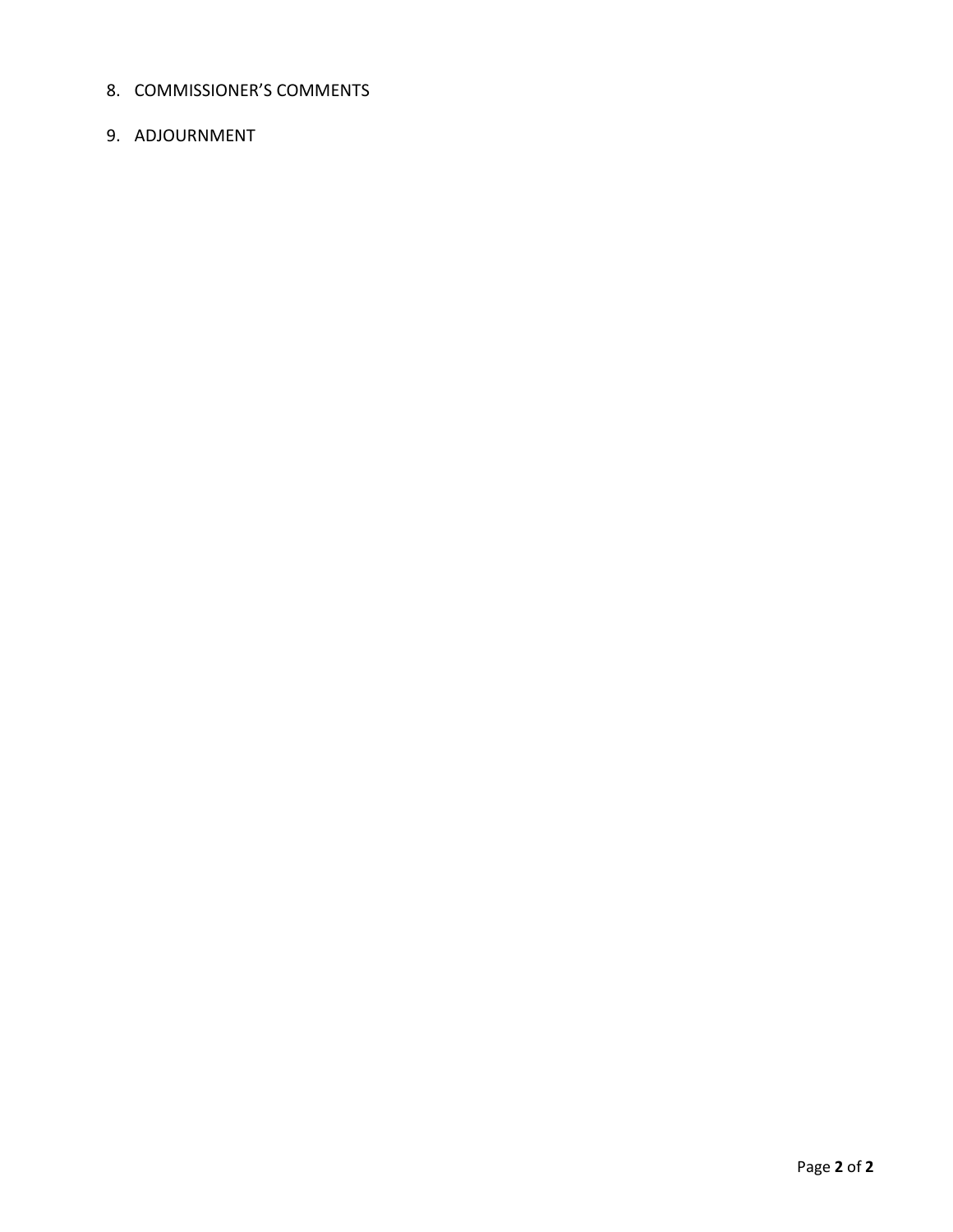8. COMMISSIONER'S COMMENTS

9. ADJOURNMENT